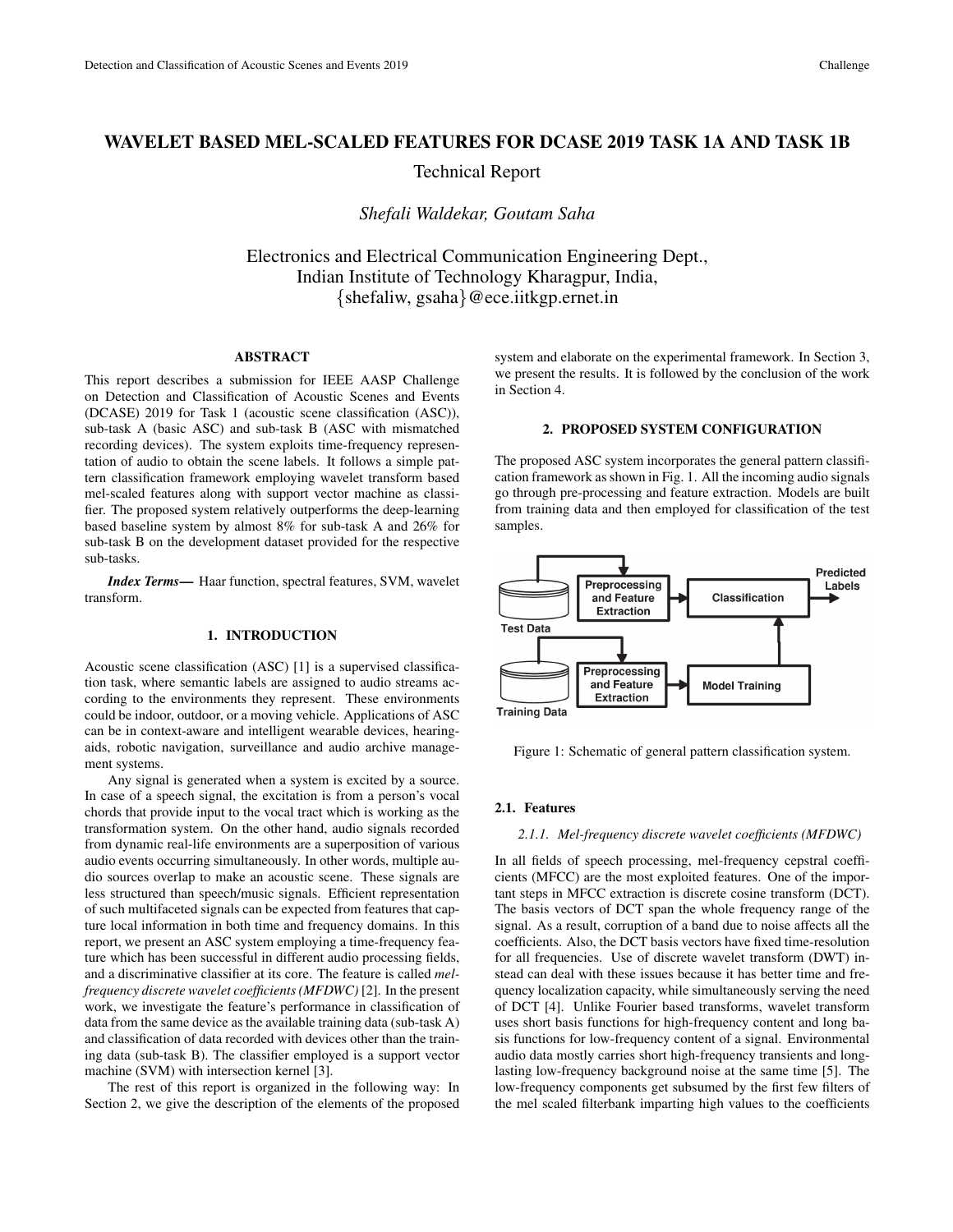# WAVELET BASED MEL-SCALED FEATURES FOR DCASE 2019 TASK 1A AND TASK 1B

Technical Report

*Shefali Waldekar, Goutam Saha*

Electronics and Electrical Communication Engineering Dept.,
Indian Institute of Technology Kharagpur, India,
{shefaliw, gsaha}@ece.iitkgp.ernet.in

## ABSTRACT

This report describes a submission for IEEE AASP Challenge on Detection and Classification of Acoustic Scenes and Events (DCASE) 2019 for Task 1 (acoustic scene classification (ASC)), sub-task A (basic ASC) and sub-task B (ASC with mismatched recording devices). The system exploits time-frequency representation of audio to obtain the scene labels. It follows a simple pattern classification framework employing wavelet transform based mel-scaled features along with support vector machine as classifier. The proposed system relatively outperforms the deep-learning based baseline system by almost 8% for sub-task A and 26% for sub-task B on the development dataset provided for the respective sub-tasks.

***Index Terms***— Haar function, spectral features, SVM, wavelet transform.

## 1. INTRODUCTION

Acoustic scene classification (ASC) [1] is a supervised classification task, where semantic labels are assigned to audio streams according to the environments they represent. These environments could be indoor, outdoor, or a moving vehicle. Applications of ASC can be in context-aware and intelligent wearable devices, hearing-aids, robotic navigation, surveillance and audio archive management systems.

Any signal is generated when a system is excited by a source. In case of a speech signal, the excitation is from a person's vocal chords that provide input to the vocal tract which is working as the transformation system. On the other hand, audio signals recorded from dynamic real-life environments are a superposition of various audio events occurring simultaneously. In other words, multiple audio sources overlap to make an acoustic scene. These signals are less structured than speech/music signals. Efficient representation of such multifaceted signals can be expected from features that capture local information in both time and frequency domains. In this report, we present an ASC system employing a time-frequency feature which has been successful in different audio processing fields, and a discriminative classifier at its core. The feature is called *mel-frequency discrete wavelet coefficients (MFDWC)* [2]. In the present work, we investigate the feature's performance in classification of data from the same device as the available training data (sub-task A) and classification of data recorded with devices other than the training data (sub-task B). The classifier employed is a support vector machine (SVM) with intersection kernel [3].

The rest of this report is organized in the following way: In Section 2, we give the description of the elements of the proposed system and elaborate on the experimental framework. In Section 3, we present the results. It is followed by the conclusion of the work in Section 4.

## 2. PROPOSED SYSTEM CONFIGURATION

The proposed ASC system incorporates the general pattern classification framework as shown in Fig. 1. All the incoming audio signals go through pre-processing and feature extraction. Models are built from training data and then employed for classification of the test samples.

Figure 1: Schematic of general pattern classification system.

### 2.1. Features

#### 2.1.1. *Mel-frequency discrete wavelet coefficients (MFDWC)*

In all fields of speech processing, mel-frequency cepstral coefficients (MFCC) are the most exploited features. One of the important steps in MFCC extraction is discrete cosine transform (DCT). The basis vectors of DCT span the whole frequency range of the signal. As a result, corruption of a band due to noise affects all the coefficients. Also, the DCT basis vectors have fixed time-resolution for all frequencies. Use of discrete wavelet transform (DWT) instead can deal with these issues because it has better time and frequency localization capacity, while simultaneously serving the need of DCT [4]. Unlike Fourier based transforms, wavelet transform uses short basis functions for high-frequency content and long basis functions for low-frequency content of a signal. Environmental audio data mostly carries short high-frequency transients and long-lasting low-frequency background noise at the same time [5]. The low-frequency components get subsumed by the first few filters of the mel scaled filterbank imparting high values to the coefficients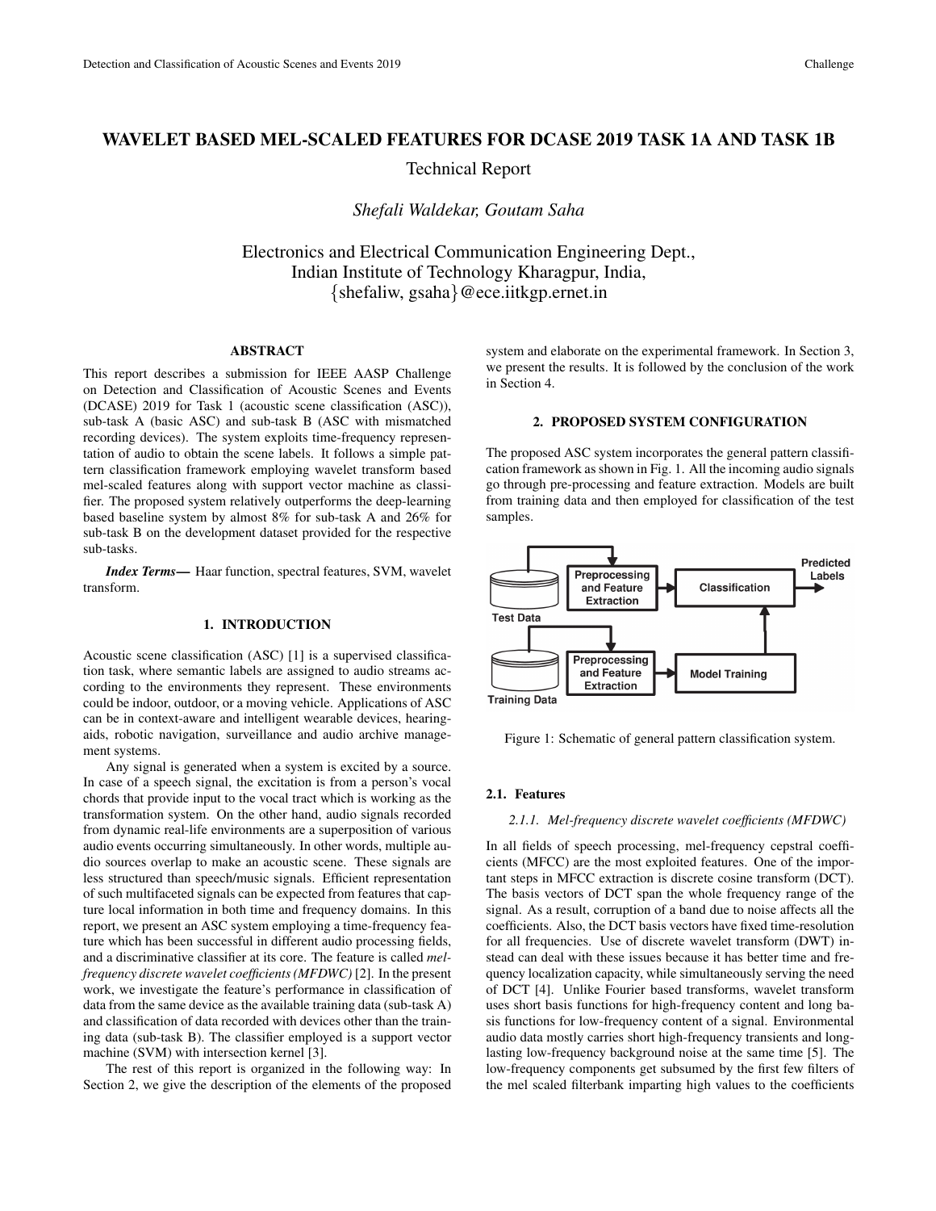# WAVELET BASED MEL-SCALED FEATURES FOR DCASE 2019 TASK 1A AND TASK 1B

Technical Report

*Shefali Waldekar, Goutam Saha*

Electronics and Electrical Communication Engineering Dept.,
Indian Institute of Technology Kharagpur, India,
{shefaliw, gsaha}@ece.iitkgp.ernet.in

## ABSTRACT

This report describes a submission for IEEE AASP Challenge on Detection and Classification of Acoustic Scenes and Events (DCASE) 2019 for Task 1 (acoustic scene classification (ASC)), sub-task A (basic ASC) and sub-task B (ASC with mismatched recording devices). The system exploits time-frequency representation of audio to obtain the scene labels. It follows a simple pattern classification framework employing wavelet transform based mel-scaled features along with support vector machine as classifier. The proposed system relatively outperforms the deep-learning based baseline system by almost 8% for sub-task A and 26% for sub-task B on the development dataset provided for the respective sub-tasks.

***Index Terms*—** Haar function, spectral features, SVM, wavelet transform.

## 1. INTRODUCTION

Acoustic scene classification (ASC) [1] is a supervised classification task, where semantic labels are assigned to audio streams according to the environments they represent. These environments could be indoor, outdoor, or a moving vehicle. Applications of ASC can be in context-aware and intelligent wearable devices, hearing-aids, robotic navigation, surveillance and audio archive management systems.

Any signal is generated when a system is excited by a source. In case of a speech signal, the excitation is from a person's vocal chords that provide input to the vocal tract which is working as the transformation system. On the other hand, audio signals recorded from dynamic real-life environments are a superposition of various audio events occurring simultaneously. In other words, multiple audio sources overlap to make an acoustic scene. These signals are less structured than speech/music signals. Efficient representation of such multifaceted signals can be expected from features that capture local information in both time and frequency domains. In this report, we present an ASC system employing a time-frequency feature which has been successful in different audio processing fields, and a discriminative classifier at its core. The feature is called *mel-frequency discrete wavelet coefficients (MFDWC)* [2]. In the present work, we investigate the feature's performance in classification of data from the same device as the available training data (sub-task A) and classification of data recorded with devices other than the training data (sub-task B). The classifier employed is a support vector machine (SVM) with intersection kernel [3].

The rest of this report is organized in the following way: In Section 2, we give the description of the elements of the proposed system and elaborate on the experimental framework. In Section 3, we present the results. It is followed by the conclusion of the work in Section 4.

## 2. PROPOSED SYSTEM CONFIGURATION

The proposed ASC system incorporates the general pattern classification framework as shown in Fig. 1. All the incoming audio signals go through pre-processing and feature extraction. Models are built from training data and then employed for classification of the test samples.

Test Data
Preprocessing and Feature Extraction
Classification
Predicted Labels
Training Data
Preprocessing and Feature Extraction
Model Training

Figure 1: Schematic of general pattern classification system.

### 2.1. Features

#### 2.1.1. Mel-frequency discrete wavelet coefficients (MFDWC)

In all fields of speech processing, mel-frequency cepstral coefficients (MFCC) are the most exploited features. One of the important steps in MFCC extraction is discrete cosine transform (DCT). The basis vectors of DCT span the whole frequency range of the signal. As a result, corruption of a band due to noise affects all the coefficients. Also, the DCT basis vectors have fixed time-resolution for all frequencies. Use of discrete wavelet transform (DWT) instead can deal with these issues because it has better time and frequency localization capacity, while simultaneously serving the need of DCT [4]. Unlike Fourier based transforms, wavelet transform uses short basis functions for high-frequency content and long basis functions for low-frequency content of a signal. Environmental audio data mostly carries short high-frequency transients and long-lasting low-frequency background noise at the same time [5]. The low-frequency components get subsumed by the first few filters of the mel scaled filterbank imparting high values to the coefficients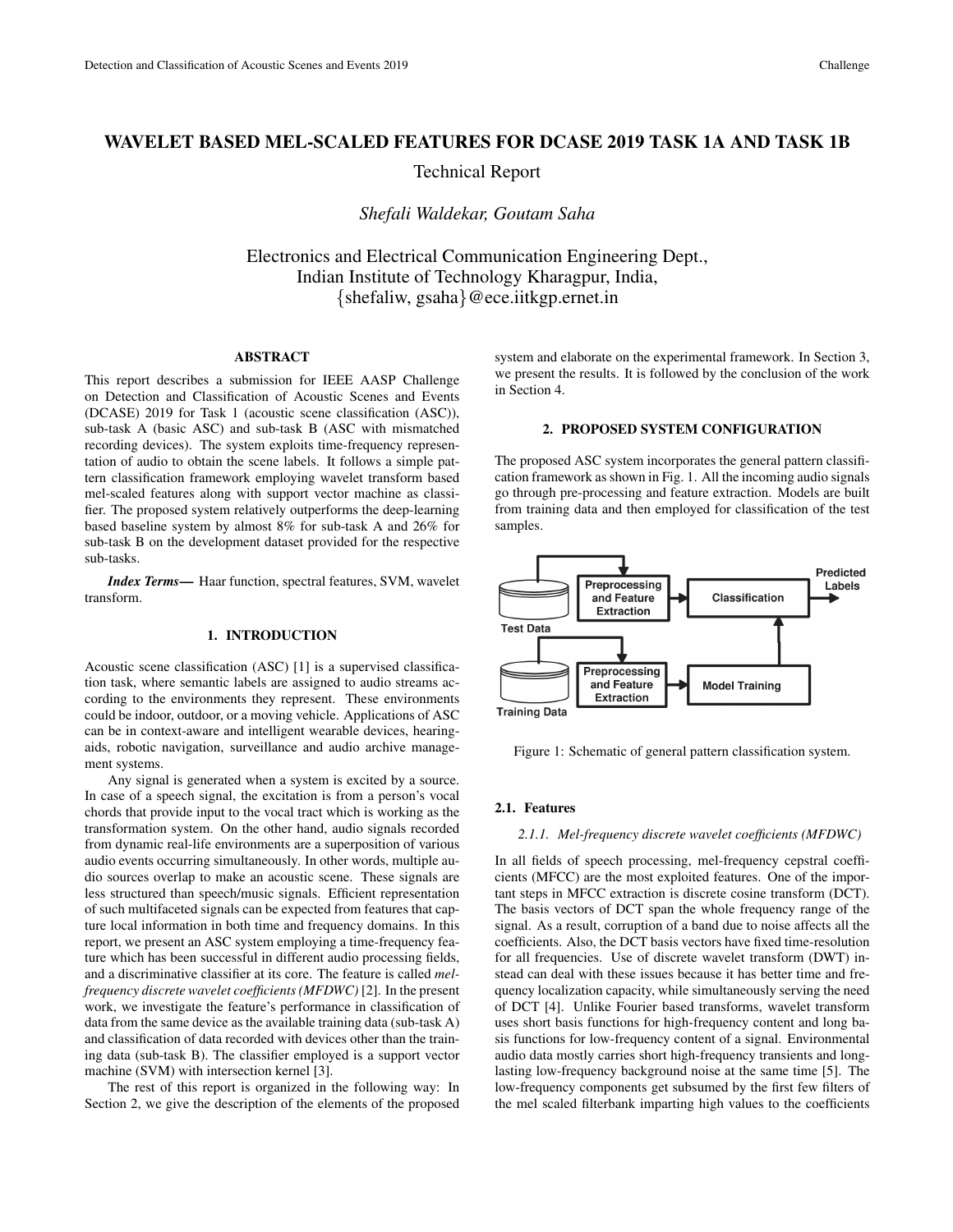// Transcription of page 3 of 3 (document id 365f29dbd87c)
# WAVELET BASED MEL-SCALED FEATURES FOR DCASE 2019 TASK 1A AND TASK 1B

Technical Report

*Shefali Waldekar, Goutam Saha*

Electronics and Electrical Communication Engineering Dept.,
Indian Institute of Technology Kharagpur, India,
{shefaliw, gsaha}@ece.iitkgp.ernet.in

## ABSTRACT

This report describes a submission for IEEE AASP Challenge on Detection and Classification of Acoustic Scenes and Events (DCASE) 2019 for Task 1 (acoustic scene classification (ASC)), sub-task A (basic ASC) and sub-task B (ASC with mismatched recording devices). The system exploits time-frequency representation of audio to obtain the scene labels. It follows a simple pattern classification framework employing wavelet transform based mel-scaled features along with support vector machine as classifier. The proposed system relatively outperforms the deep-learning based baseline system by almost 8% for sub-task A and 26% for sub-task B on the development dataset provided for the respective sub-tasks.

***Index Terms*—** Haar function, spectral features, SVM, wavelet transform.

## 1. INTRODUCTION

Acoustic scene classification (ASC) [1] is a supervised classification task, where semantic labels are assigned to audio streams according to the environments they represent. These environments could be indoor, outdoor, or a moving vehicle. Applications of ASC can be in context-aware and intelligent wearable devices, hearing-aids, robotic navigation, surveillance and audio archive management systems.

Any signal is generated when a system is excited by a source. In case of a speech signal, the excitation is from a person's vocal chords that provide input to the vocal tract which is working as the transformation system. On the other hand, audio signals recorded from dynamic real-life environments are a superposition of various audio events occurring simultaneously. In other words, multiple audio sources overlap to make an acoustic scene. These signals are less structured than speech/music signals. Efficient representation of such multifaceted signals can be expected from features that capture local information in both time and frequency domains. In this report, we present an ASC system employing a time-frequency feature which has been successful in different audio processing fields, and a discriminative classifier at its core. The feature is called *mel-frequency discrete wavelet coefficients (MFDWC)* [2]. In the present work, we investigate the feature's performance in classification of data from the same device as the available training data (sub-task A) and classification of data recorded with devices other than the training data (sub-task B). The classifier employed is a support vector machine (SVM) with intersection kernel [3].

The rest of this report is organized in the following way: In Section 2, we give the description of the elements of the proposed system and elaborate on the experimental framework. In Section 3, we present the results. It is followed by the conclusion of the work in Section 4.

## 2. PROPOSED SYSTEM CONFIGURATION

The proposed ASC system incorporates the general pattern classification framework as shown in Fig. 1. All the incoming audio signals go through pre-processing and feature extraction. Models are built from training data and then employed for classification of the test samples.

Test Data
Preprocessing and Feature Extraction
Classification
Predicted Labels
Training Data
Preprocessing and Feature Extraction
Model Training

Figure 1: Schematic of general pattern classification system.

### 2.1. Features

#### 2.1.1. *Mel-frequency discrete wavelet coefficients (MFDWC)*

In all fields of speech processing, mel-frequency cepstral coefficients (MFCC) are the most exploited features. One of the important steps in MFCC extraction is discrete cosine transform (DCT). The basis vectors of DCT span the whole frequency range of the signal. As a result, corruption of a band due to noise affects all the coefficients. Also, the DCT basis vectors have fixed time-resolution for all frequencies. Use of discrete wavelet transform (DWT) instead can deal with these issues because it has better time and frequency localization capacity, while simultaneously serving the need of DCT [4]. Unlike Fourier based transforms, wavelet transform uses short basis functions for high-frequency content and long basis functions for low-frequency content of a signal. Environmental audio data mostly carries short high-frequency transients and long-lasting low-frequency background noise at the same time [5]. The low-frequency components get subsumed by the first few filters of the mel scaled filterbank imparting high values to the coefficients